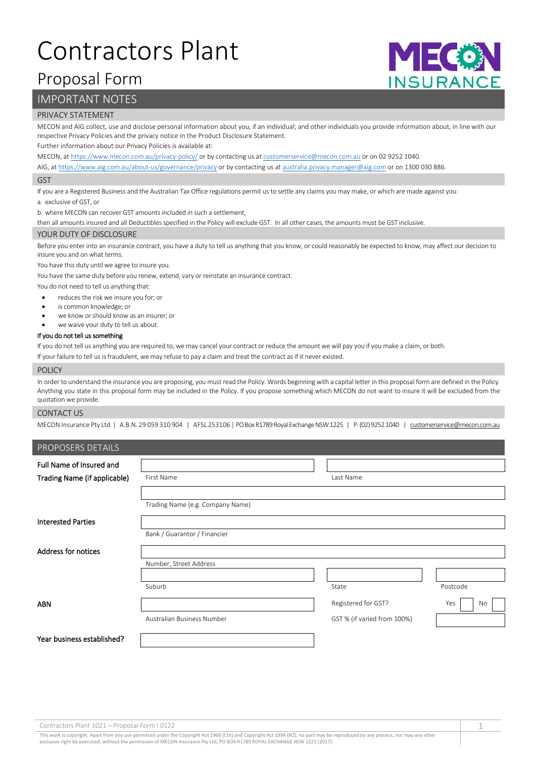# Contractors Plant

## Proposal Form

MECON INSURANCE

## IMPORTANT NOTES

### PRIVACY STATEMENT

MECON and AIG collect, use and disclose personal information about you, if an individual; and other individuals you provide information about, in line with our respective Privacy Policies and the privacy notice in the Product Disclosure Statement.

Further information about our Privacy Policies is available at:

MECON, at https://www.mecon.com.au/privacy-policy/ or by contacting us at customerservice@mecon.com.au or on 02 9252 1040.

AIG, at https://www.aig.com.au/about-us/governance/privacy or by contacting us at australia.privacy.manager@aig.com or on 1300 030 886.

### GST

If you are a Registered Business and the Australian Tax Office regulations permit us to settle any claims you may make, or which are made against you:

a. exclusive of GST, or

b. where MECON can recover GST amounts included in such a settlement,

then all amounts insured and all Deductibles specified in the Policy will exclude GST. In all other cases, the amounts must be GST inclusive.

### YOUR DUTY OF DISCLOSURE

Before you enter into an insurance contract, you have a duty to tell us anything that you know, or could reasonably be expected to know, may affect our decision to insure you and on what terms.

You have this duty until we agree to insure you.

You have the same duty before you renew, extend, vary or reinstate an insurance contract.

You do not need to tell us anything that:

- reduces the risk we insure you for; or
- is common knowledge; or
- we know or should know as an insurer; or
- we waive your duty to tell us about.

**If you do not tell us something**

If you do not tell us anything you are required to, we may cancel your contract or reduce the amount we will pay you if you make a claim, or both.

If your failure to tell us is fraudulent, we may refuse to pay a claim and treat the contract as if it never existed.

### POLICY

In order to understand the insurance you are proposing, you must read the Policy. Words beginning with a capital letter in this proposal form are defined in the Policy. Anything you state in this proposal form may be included in the Policy. If you propose something which MECON do not want to insure it will be excluded from the quotation we provide.

### CONTACT US

MECON Insurance Pty Ltd | A.B.N. 29 059 310 904 | AFSL 253106 | PO Box R1789 Royal Exchange NSW 1225 | P: (02) 9252 1040 | customerservice@mecon.com.au

## PROPOSERS DETAILS

**Full Name of Insured and Trading Name (if applicable)**

First Name: ____________ Last Name: ____________

Trading Name (e.g. Company Name): ____________

**Interested Parties**

Bank / Guarantor / Financier: ____________

**Address for notices**

Number, Street Address: ____________

Suburb: ____________ State: ____________ Postcode: ____________

**ABN**

Australian Business Number: ____________

Registered for GST? Yes ☐ No ☐

GST % (if varied from 100%): ____________

**Year business established?** ____________

Contractors Plant 1021 – Proposal Form I 0122

This work is copyright. Apart from any use permitted under the Copyright Act 1968 (Cth) and Copyright Act 1994 (NZ), no part may be reproduced by any process, nor may any other exclusive right be exercised, without the permission of MECON Insurance Pty Ltd, PO BOX R1789 ROYAL EXCHANGE NSW 1225 (2017).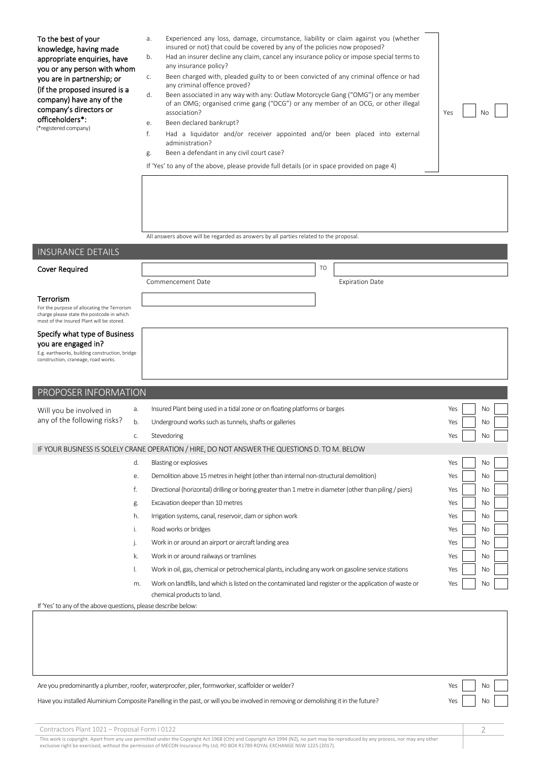**To the best of your knowledge, having made appropriate enquiries, have you or any person with whom you are in partnership; or (if the proposed insured is a company) have any of the company's directors or officeholders\*:**
(\*registered company)

a. Experienced any loss, damage, circumstance, liability or claim against you (whether insured or not) that could be covered by any of the policies now proposed?
b. Had an insurer decline any claim, cancel any insurance policy or impose special terms to any insurance policy?
c. Been charged with, pleaded guilty to or been convicted of any criminal offence or had any criminal offence proved?
d. Been associated in any way with any: Outlaw Motorcycle Gang ("OMG") or any member of an OMG; organised crime gang ("OCG") or any member of an OCG, or other illegal association?
e. Been declared bankrupt?
f. Had a liquidator and/or receiver appointed and/or been placed into external administration?
g. Been a defendant in any civil court case?

Yes ☐ No ☐

If 'Yes' to any of the above, please provide full details (or in space provided on page 4)

All answers above will be regarded as answers by all parties related to the proposal.

## INSURANCE DETAILS

**Cover Required**

Commencement Date ____________ TO Expiration Date ____________

**Terrorism**
For the purpose of allocating the Terrorism charge please state the postcode in which most of the Insured Plant will be stored.

**Specify what type of Business you are engaged in?**
E.g. earthworks, building construction, bridge construction, craneage, road works.

## PROPOSER INFORMATION

**Will you be involved in any of the following risks?**

| | | Yes | No |
|---|---|---|---|
| a. | Insured Plant being used in a tidal zone or on floating platforms or barges | ☐ | ☐ |
| b. | Underground works such as tunnels, shafts or galleries | ☐ | ☐ |
| c. | Stevedoring | ☐ | ☐ |

IF YOUR BUSINESS IS SOLELY CRANE OPERATION / HIRE, DO NOT ANSWER THE QUESTIONS D. TO M. BELOW

| | | Yes | No |
|---|---|---|---|
| d. | Blasting or explosives | ☐ | ☐ |
| e. | Demolition above 15 metres in height (other than internal non-structural demolition) | ☐ | ☐ |
| f. | Directional (horizontal) drilling or boring greater than 1 metre in diameter (other than piling / piers) | ☐ | ☐ |
| g. | Excavation deeper than 10 metres | ☐ | ☐ |
| h. | Irrigation systems, canal, reservoir, dam or siphon work | ☐ | ☐ |
| i. | Road works or bridges | ☐ | ☐ |
| j. | Work in or around an airport or aircraft landing area | ☐ | ☐ |
| k. | Work in or around railways or tramlines | ☐ | ☐ |
| l. | Work in oil, gas, chemical or petrochemical plants, including any work on gasoline service stations | ☐ | ☐ |
| m. | Work on landfills, land which is listed on the contaminated land register or the application of waste or chemical products to land. | ☐ | ☐ |

If 'Yes' to any of the above questions, please describe below:

Are you predominantly a plumber, roofer, waterproofer, piler, formworker, scaffolder or welder? Yes ☐ No ☐

Have you installed Aluminium Composite Panelling in the past, or will you be involved in removing or demolishing it in the future? Yes ☐ No ☐

Contractors Plant 1021 – Proposal Form I 0122

This work is copyright. Apart from any use permitted under the Copyright Act 1968 (Cth) and Copyright Act 1994 (NZ), no part may be reproduced by any process, nor may any other exclusive right be exercised, without the permission of MECON Insurance Pty Ltd, PO BOX R1789 ROYAL EXCHANGE NSW 1225 (2017).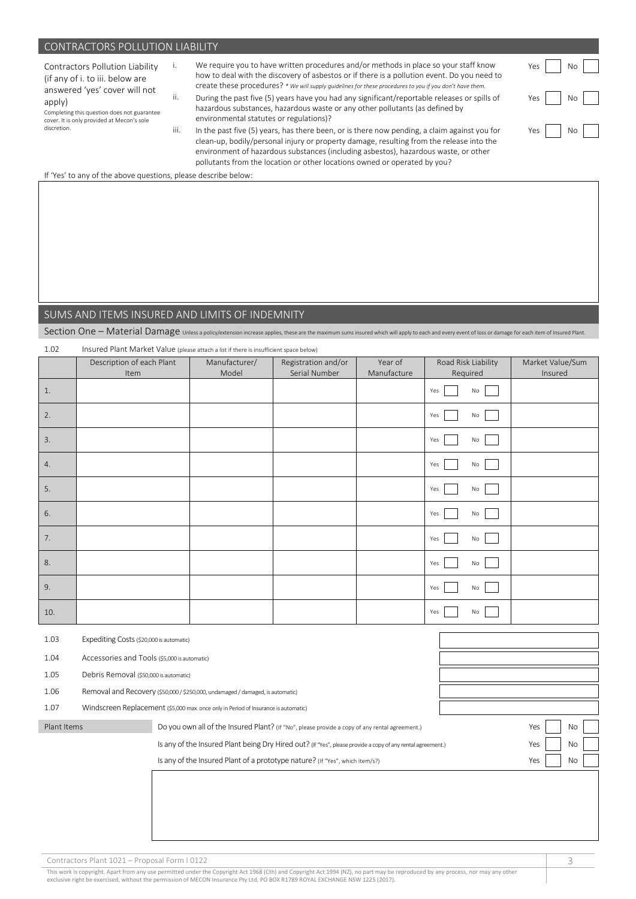## CONTRACTORS POLLUTION LIABILITY

Contractors Pollution Liability (if any of i. to iii. below are answered 'yes' cover will not apply)
Completing this question does not guarantee cover. It is only provided at Mecon's sole discretion.

i. We require you to have written procedures and/or methods in place so your staff know how to deal with the discovery of asbestos or if there is a pollution event. Do you need to create these procedures? *\* We will supply guidelines for these procedures to you if you don't have them.* Yes ☐ No ☐

ii. During the past five (5) years have you had any significant/reportable releases or spills of hazardous substances, hazardous waste or any other pollutants (as defined by environmental statutes or regulations)? Yes ☐ No ☐

iii. In the past five (5) years, has there been, or is there now pending, a claim against you for clean-up, bodily/personal injury or property damage, resulting from the release into the environment of hazardous substances (including asbestos), hazardous waste, or other pollutants from the location or other locations owned or operated by you? Yes ☐ No ☐

If 'Yes' to any of the above questions, please describe below:

## SUMS AND ITEMS INSURED AND LIMITS OF INDEMNITY

### Section One – Material Damage

Unless a policy/extension increase applies, these are the maximum sums insured which will apply to each and every event of loss or damage for each item of Insured Plant.

1.02 Insured Plant Market Value (please attach a list if there is insufficient space below)

| | Description of each Plant Item | Manufacturer/ Model | Registration and/or Serial Number | Year of Manufacture | Road Risk Liability Required | Market Value/Sum Insured |
|---|---|---|---|---|---|---|
| 1. | | | | | Yes ☐ No ☐ | |
| 2. | | | | | Yes ☐ No ☐ | |
| 3. | | | | | Yes ☐ No ☐ | |
| 4. | | | | | Yes ☐ No ☐ | |
| 5. | | | | | Yes ☐ No ☐ | |
| 6. | | | | | Yes ☐ No ☐ | |
| 7. | | | | | Yes ☐ No ☐ | |
| 8. | | | | | Yes ☐ No ☐ | |
| 9. | | | | | Yes ☐ No ☐ | |
| 10. | | | | | Yes ☐ No ☐ | |

| | | |
|---|---|---|
| 1.03 | Expediting Costs ($20,000 is automatic) | |
| 1.04 | Accessories and Tools ($5,000 is automatic) | |
| 1.05 | Debris Removal ($50,000 is automatic) | |
| 1.06 | Removal and Recovery ($50,000 / $250,000, undamaged / damaged, is automatic) | |
| 1.07 | Windscreen Replacement ($5,000 max. once only in Period of Insurance is automatic) | |

**Plant Items**

Do you own all of the Insured Plant? (If "No", please provide a copy of any rental agreement.) Yes ☐ No ☐

Is any of the Insured Plant being Dry Hired out? (If "Yes", please provide a copy of any rental agreement.) Yes ☐ No ☐

Is any of the Insured Plant of a prototype nature? (If "Yes", which item/s?) Yes ☐ No ☐

Contractors Plant 1021 – Proposal Form I 0122

This work is copyright. Apart from any use permitted under the Copyright Act 1968 (Cth) and Copyright Act 1994 (NZ), no part may be reproduced by any process, nor may any other exclusive right be exercised, without the permission of MECON Insurance Pty Ltd, PO BOX R1789 ROYAL EXCHANGE NSW 1225 (2017).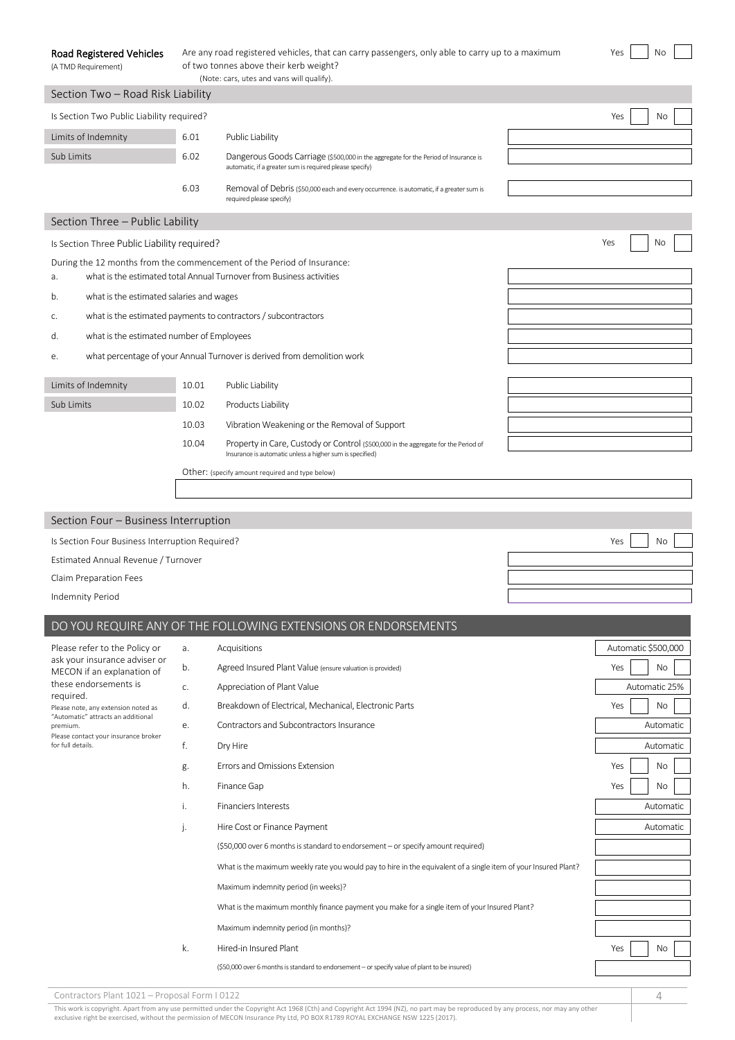**Road Registered Vehicles**
(A TMD Requirement)

Are any road registered vehicles, that can carry passengers, only able to carry up to a maximum of two tonnes above their kerb weight?
(Note: cars, utes and vans will qualify).

Yes ☐ No ☐

## Section Two – Road Risk Liability

Is Section Two Public Liability required? Yes ☐ No ☐

| | | | |
|---|---|---|---|
| Limits of Indemnity | 6.01 | Public Liability | |
| Sub Limits | 6.02 | Dangerous Goods Carriage ($500,000 in the aggregate for the Period of Insurance is automatic, if a greater sum is required please specify) | |
| | 6.03 | Removal of Debris ($50,000 each and every occurrence. is automatic, if a greater sum is required please specify) | |

## Section Three – Public Lability

Is Section Three Public Liability required? Yes ☐ No ☐

During the 12 months from the commencement of the Period of Insurance:

| | | |
|---|---|---|
| a. | what is the estimated total Annual Turnover from Business activities | |
| b. | what is the estimated salaries and wages | |
| c. | what is the estimated payments to contractors / subcontractors | |
| d. | what is the estimated number of Employees | |
| e. | what percentage of your Annual Turnover is derived from demolition work | |

| | | | |
|---|---|---|---|
| Limits of Indemnity | 10.01 | Public Liability | |
| Sub Limits | 10.02 | Products Liability | |
| | 10.03 | Vibration Weakening or the Removal of Support | |
| | 10.04 | Property in Care, Custody or Control ($500,000 in the aggregate for the Period of Insurance is automatic unless a higher sum is specified) | |

Other: (specify amount required and type below)

## Section Four – Business Interruption

Is Section Four Business Interruption Required? Yes ☐ No ☐

| | |
|---|---|
| Estimated Annual Revenue / Turnover | |
| Claim Preparation Fees | |
| Indemnity Period | |

## DO YOU REQUIRE ANY OF THE FOLLOWING EXTENSIONS OR ENDORSEMENTS

Please refer to the Policy or ask your insurance adviser or MECON if an explanation of these endorsements is required.
Please note, any extension noted as "Automatic" attracts an additional premium.
Please contact your insurance broker for full details.

| | | |
|---|---|---|
| a. | Acquisitions | Automatic $500,000 |
| b. | Agreed Insured Plant Value (ensure valuation is provided) | Yes ☐ No ☐ |
| c. | Appreciation of Plant Value | Automatic 25% |
| d. | Breakdown of Electrical, Mechanical, Electronic Parts | Yes ☐ No ☐ |
| e. | Contractors and Subcontractors Insurance | Automatic |
| f. | Dry Hire | Automatic |
| g. | Errors and Omissions Extension | Yes ☐ No ☐ |
| h. | Finance Gap | Yes ☐ No ☐ |
| i. | Financiers Interests | Automatic |
| j. | Hire Cost or Finance Payment | Automatic |
| | ($50,000 over 6 months is standard to endorsement – or specify amount required) | |
| | What is the maximum weekly rate you would pay to hire in the equivalent of a single item of your Insured Plant? | |
| | Maximum indemnity period (in weeks)? | |
| | What is the maximum monthly finance payment you make for a single item of your Insured Plant? | |
| | Maximum indemnity period (in months)? | |
| k. | Hired-in Insured Plant | Yes ☐ No ☐ |
| | ($50,000 over 6 months is standard to endorsement – or specify value of plant to be insured) | |

Contractors Plant 1021 – Proposal Form I 0122

This work is copyright. Apart from any use permitted under the Copyright Act 1968 (Cth) and Copyright Act 1994 (NZ), no part may be reproduced by any process, nor may any other exclusive right be exercised, without the permission of MECON Insurance Pty Ltd, PO BOX R1789 ROYAL EXCHANGE NSW 1225 (2017).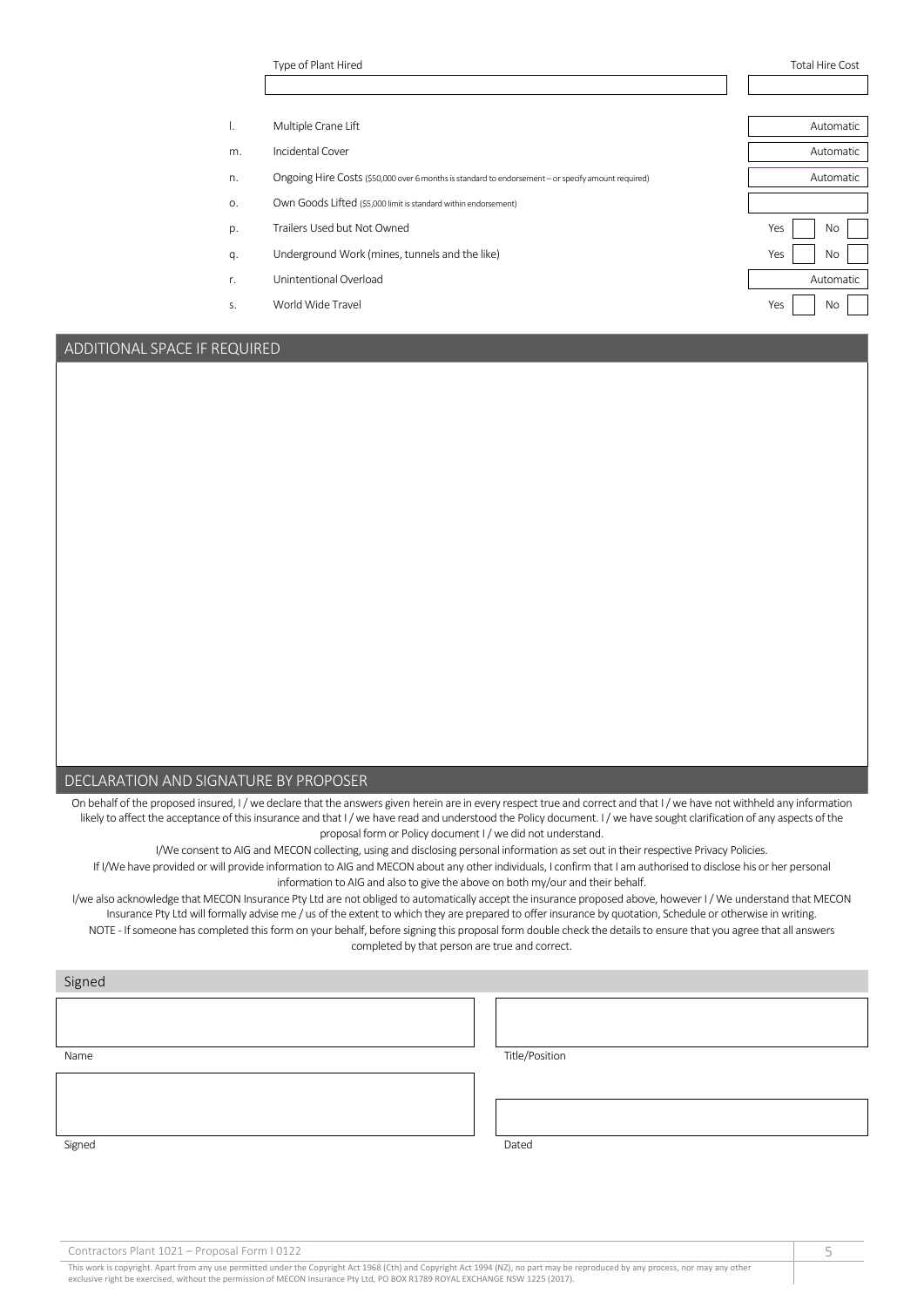| Type of Plant Hired | Total Hire Cost |
|---|---|
| | |

| | | |
|---|---|---|
| l. | Multiple Crane Lift | Automatic |
| m. | Incidental Cover | Automatic |
| n. | Ongoing Hire Costs ($50,000 over 6 months is standard to endorsement – or specify amount required) | Automatic |
| o. | Own Goods Lifted ($5,000 limit is standard within endorsement) | |
| p. | Trailers Used but Not Owned | Yes ☐ No ☐ |
| q. | Underground Work (mines, tunnels and the like) | Yes ☐ No ☐ |
| r. | Unintentional Overload | Automatic |
| s. | World Wide Travel | Yes ☐ No ☐ |

## ADDITIONAL SPACE IF REQUIRED

## DECLARATION AND SIGNATURE BY PROPOSER

On behalf of the proposed insured, I / we declare that the answers given herein are in every respect true and correct and that I / we have not withheld any information likely to affect the acceptance of this insurance and that I / we have read and understood the Policy document. I / we have sought clarification of any aspects of the proposal form or Policy document I / we did not understand.

I/We consent to AIG and MECON collecting, using and disclosing personal information as set out in their respective Privacy Policies.

If I/We have provided or will provide information to AIG and MECON about any other individuals, I confirm that I am authorised to disclose his or her personal information to AIG and also to give the above on both my/our and their behalf.

I/we also acknowledge that MECON Insurance Pty Ltd are not obliged to automatically accept the insurance proposed above, however I / We understand that MECON Insurance Pty Ltd will formally advise me / us of the extent to which they are prepared to offer insurance by quotation, Schedule or otherwise in writing.

NOTE - If someone has completed this form on your behalf, before signing this proposal form double check the details to ensure that you agree that all answers completed by that person are true and correct.

### Signed

| | |
|---|---|
| Name | Title/Position |
| Signed | Dated |

Contractors Plant 1021 – Proposal Form I 0122

This work is copyright. Apart from any use permitted under the Copyright Act 1968 (Cth) and Copyright Act 1994 (NZ), no part may be reproduced by any process, nor may any other exclusive right be exercised, without the permission of MECON Insurance Pty Ltd, PO BOX R1789 ROYAL EXCHANGE NSW 1225 (2017).